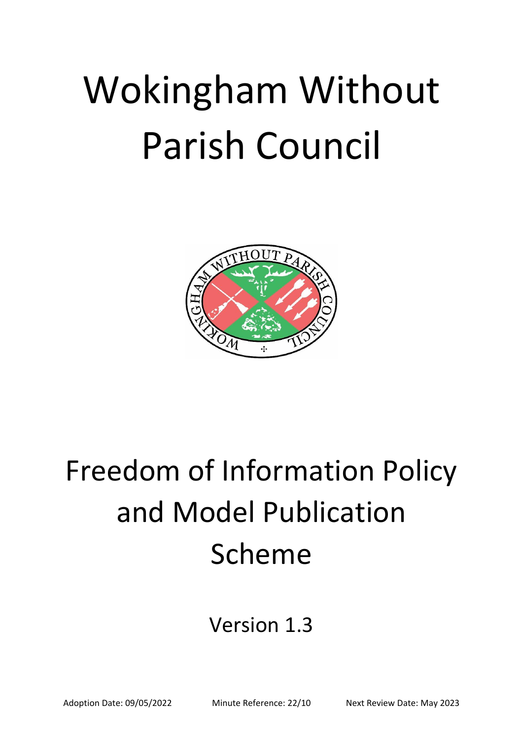# Wokingham Without Parish Council

# Freedom of Information Policy and Model Publication Scheme

Version 1.3

Adoption Date: 09/05/2022 Minute Reference: 22/10 Next Review Date: May 2023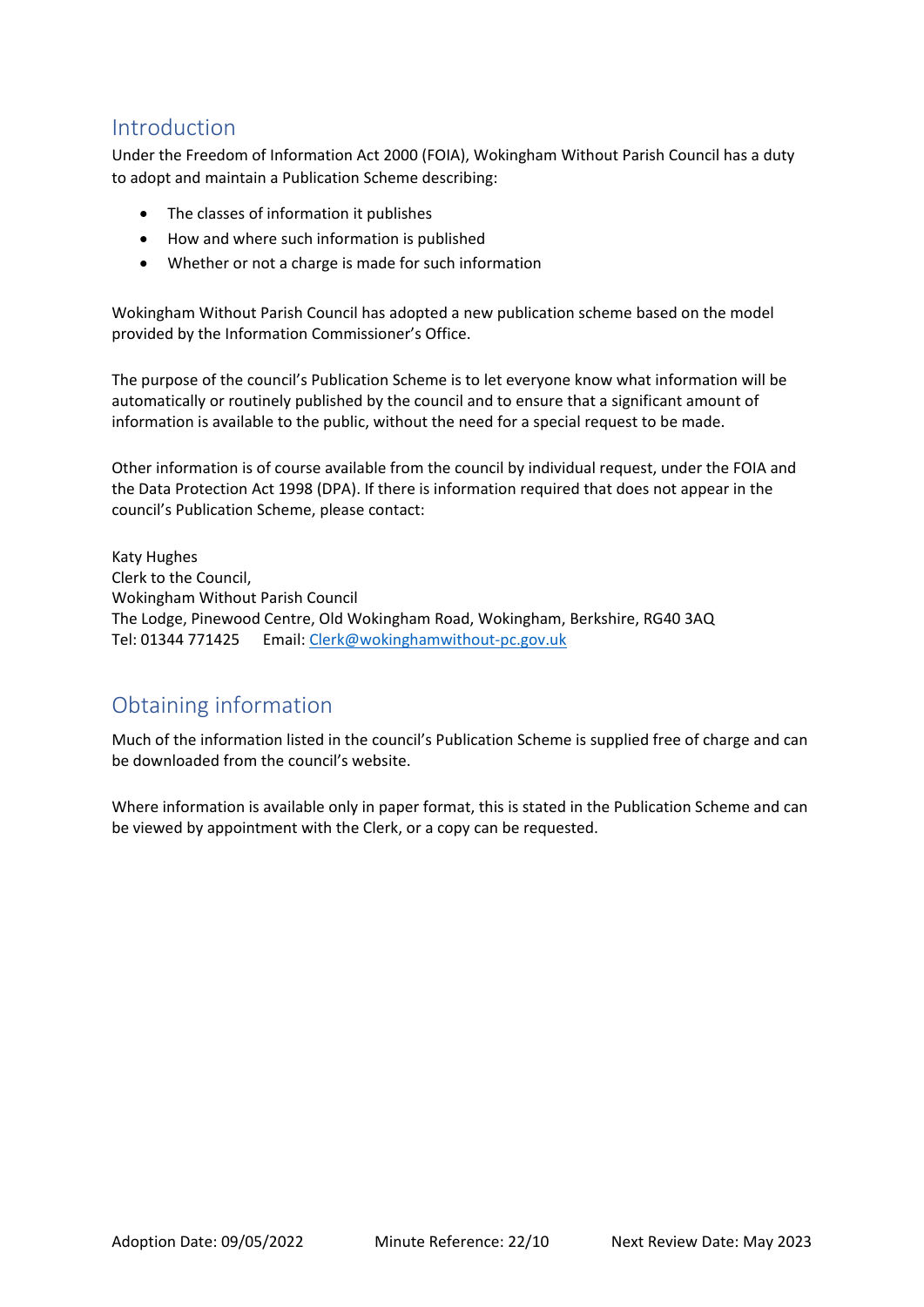## Introduction

Under the Freedom of Information Act 2000 (FOIA), Wokingham Without Parish Council has a duty to adopt and maintain a Publication Scheme describing:

- The classes of information it publishes
- How and where such information is published
- Whether or not a charge is made for such information

Wokingham Without Parish Council has adopted a new publication scheme based on the model provided by the Information Commissioner's Office.

The purpose of the council's Publication Scheme is to let everyone know what information will be automatically or routinely published by the council and to ensure that a significant amount of information is available to the public, without the need for a special request to be made.

Other information is of course available from the council by individual request, under the FOIA and the Data Protection Act 1998 (DPA). If there is information required that does not appear in the council's Publication Scheme, please contact:

Katy Hughes
Clerk to the Council,
Wokingham Without Parish Council
The Lodge, Pinewood Centre, Old Wokingham Road, Wokingham, Berkshire, RG40 3AQ
Tel: 01344 771425 Email: Clerk@wokinghamwithout-pc.gov.uk

## Obtaining information

Much of the information listed in the council's Publication Scheme is supplied free of charge and can be downloaded from the council's website.

Where information is available only in paper format, this is stated in the Publication Scheme and can be viewed by appointment with the Clerk, or a copy can be requested.

Adoption Date: 09/05/2022 Minute Reference: 22/10 Next Review Date: May 2023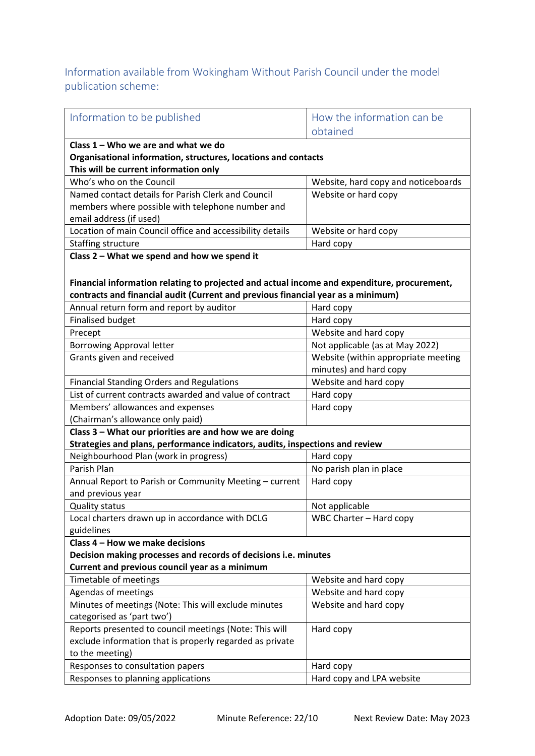## Information available from Wokingham Without Parish Council under the model publication scheme:

| Information to be published | How the information can be obtained |
|---|---|
| **Class 1 – Who we are and what we do** <br> **Organisational information, structures, locations and contacts** <br> **This will be current information only** | |
| Who's who on the Council | Website, hard copy and noticeboards |
| Named contact details for Parish Clerk and Council members where possible with telephone number and email address (if used) | Website or hard copy |
| Location of main Council office and accessibility details | Website or hard copy |
| Staffing structure | Hard copy |
| **Class 2 – What we spend and how we spend it** <br><br> **Financial information relating to projected and actual income and expenditure, procurement, contracts and financial audit (Current and previous financial year as a minimum)** | |
| Annual return form and report by auditor | Hard copy |
| Finalised budget | Hard copy |
| Precept | Website and hard copy |
| Borrowing Approval letter | Not applicable (as at May 2022) |
| Grants given and received | Website (within appropriate meeting minutes) and hard copy |
| Financial Standing Orders and Regulations | Website and hard copy |
| List of current contracts awarded and value of contract | Hard copy |
| Members' allowances and expenses (Chairman's allowance only paid) | Hard copy |
| **Class 3 – What our priorities are and how we are doing** <br> **Strategies and plans, performance indicators, audits, inspections and review** | |
| Neighbourhood Plan (work in progress) | Hard copy |
| Parish Plan | No parish plan in place |
| Annual Report to Parish or Community Meeting – current and previous year | Hard copy |
| Quality status | Not applicable |
| Local charters drawn up in accordance with DCLG guidelines | WBC Charter – Hard copy |
| **Class 4 – How we make decisions** <br> **Decision making processes and records of decisions i.e. minutes** <br> **Current and previous council year as a minimum** | |
| Timetable of meetings | Website and hard copy |
| Agendas of meetings | Website and hard copy |
| Minutes of meetings (Note: This will exclude minutes categorised as 'part two') | Website and hard copy |
| Reports presented to council meetings (Note: This will exclude information that is properly regarded as private to the meeting) | Hard copy |
| Responses to consultation papers | Hard copy |
| Responses to planning applications | Hard copy and LPA website |

Adoption Date: 09/05/2022 Minute Reference: 22/10 Next Review Date: May 2023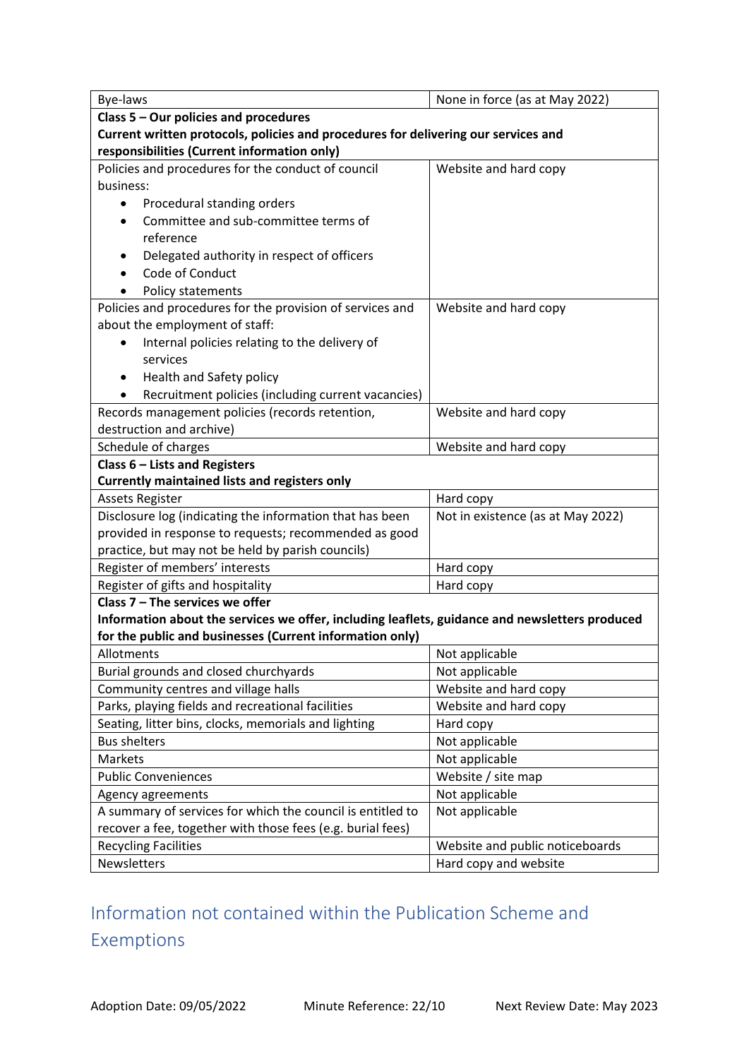| | |
|---|---|
| Bye-laws | None in force (as at May 2022) |
| **Class 5 – Our policies and procedures**<br>**Current written protocols, policies and procedures for delivering our services and responsibilities (Current information only)** | |
| Policies and procedures for the conduct of council business:<br>• Procedural standing orders<br>• Committee and sub-committee terms of reference<br>• Delegated authority in respect of officers<br>• Code of Conduct<br>• Policy statements | Website and hard copy |
| Policies and procedures for the provision of services and about the employment of staff:<br>• Internal policies relating to the delivery of services<br>• Health and Safety policy<br>• Recruitment policies (including current vacancies) | Website and hard copy |
| Records management policies (records retention, destruction and archive) | Website and hard copy |
| Schedule of charges | Website and hard copy |
| **Class 6 – Lists and Registers**<br>**Currently maintained lists and registers only** | |
| Assets Register | Hard copy |
| Disclosure log (indicating the information that has been provided in response to requests; recommended as good practice, but may not be held by parish councils) | Not in existence (as at May 2022) |
| Register of members' interests | Hard copy |
| Register of gifts and hospitality | Hard copy |
| **Class 7 – The services we offer**<br>**Information about the services we offer, including leaflets, guidance and newsletters produced for the public and businesses (Current information only)** | |
| Allotments | Not applicable |
| Burial grounds and closed churchyards | Not applicable |
| Community centres and village halls | Website and hard copy |
| Parks, playing fields and recreational facilities | Website and hard copy |
| Seating, litter bins, clocks, memorials and lighting | Hard copy |
| Bus shelters | Not applicable |
| Markets | Not applicable |
| Public Conveniences | Website / site map |
| Agency agreements | Not applicable |
| A summary of services for which the council is entitled to recover a fee, together with those fees (e.g. burial fees) | Not applicable |
| Recycling Facilities | Website and public noticeboards |
| Newsletters | Hard copy and website |

## Information not contained within the Publication Scheme and Exemptions

Adoption Date: 09/05/2022 Minute Reference: 22/10 Next Review Date: May 2023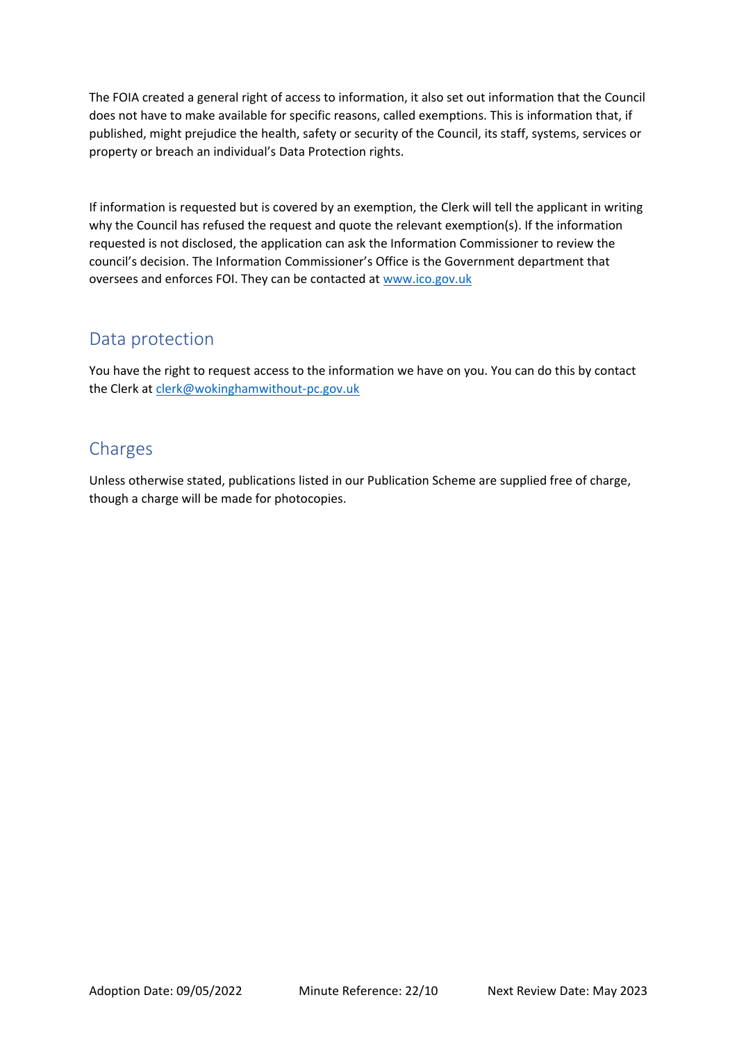The FOIA created a general right of access to information, it also set out information that the Council does not have to make available for specific reasons, called exemptions. This is information that, if published, might prejudice the health, safety or security of the Council, its staff, systems, services or property or breach an individual's Data Protection rights.

If information is requested but is covered by an exemption, the Clerk will tell the applicant in writing why the Council has refused the request and quote the relevant exemption(s). If the information requested is not disclosed, the application can ask the Information Commissioner to review the council's decision. The Information Commissioner's Office is the Government department that oversees and enforces FOI. They can be contacted at [www.ico.gov.uk](http://www.ico.gov.uk)

## Data protection

You have the right to request access to the information we have on you. You can do this by contact the Clerk at [clerk@wokinghamwithout-pc.gov.uk](mailto:clerk@wokinghamwithout-pc.gov.uk)

## Charges

Unless otherwise stated, publications listed in our Publication Scheme are supplied free of charge, though a charge will be made for photocopies.

Adoption Date: 09/05/2022 Minute Reference: 22/10 Next Review Date: May 2023